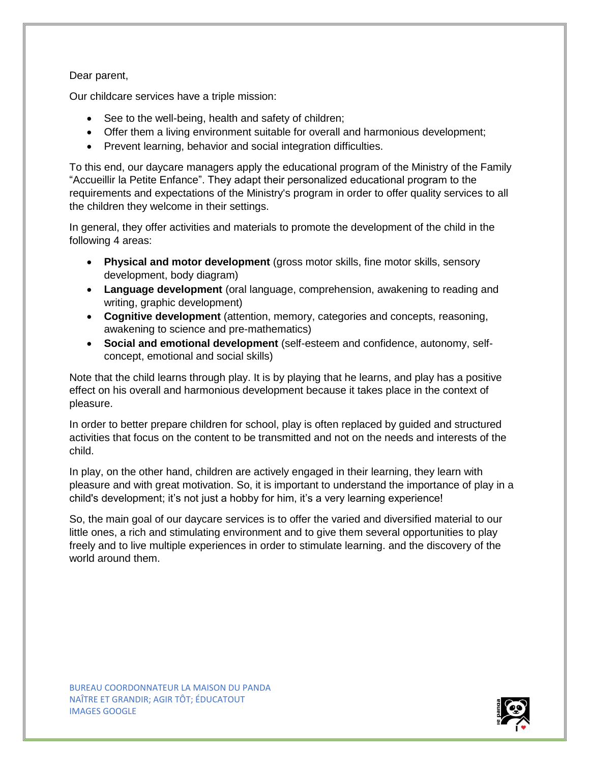Dear parent,

Our childcare services have a triple mission:

- See to the well-being, health and safety of children;
- Offer them a living environment suitable for overall and harmonious development;
- Prevent learning, behavior and social integration difficulties.

To this end, our daycare managers apply the educational program of the Ministry of the Family "Accueillir la Petite Enfance". They adapt their personalized educational program to the requirements and expectations of the Ministry's program in order to offer quality services to all the children they welcome in their settings.

In general, they offer activities and materials to promote the development of the child in the following 4 areas:

- **Physical and motor development** (gross motor skills, fine motor skills, sensory development, body diagram)
- **Language development** (oral language, comprehension, awakening to reading and writing, graphic development)
- **Cognitive development** (attention, memory, categories and concepts, reasoning, awakening to science and pre-mathematics)
- **Social and emotional development** (self-esteem and confidence, autonomy, self-concept, emotional and social skills)

Note that the child learns through play. It is by playing that he learns, and play has a positive effect on his overall and harmonious development because it takes place in the context of pleasure.

In order to better prepare children for school, play is often replaced by guided and structured activities that focus on the content to be transmitted and not on the needs and interests of the child.

In play, on the other hand, children are actively engaged in their learning, they learn with pleasure and with great motivation. So, it is important to understand the importance of play in a child's development; it's not just a hobby for him, it's a very learning experience!

So, the main goal of our daycare services is to offer the varied and diversified material to our little ones, a rich and stimulating environment and to give them several opportunities to play freely and to live multiple experiences in order to stimulate learning. and the discovery of the world around them.

BUREAU COORDONNATEUR LA MAISON DU PANDA
NAÎTRE ET GRANDIR; AGIR TÔT; ÉDUCATOUT
IMAGES GOOGLE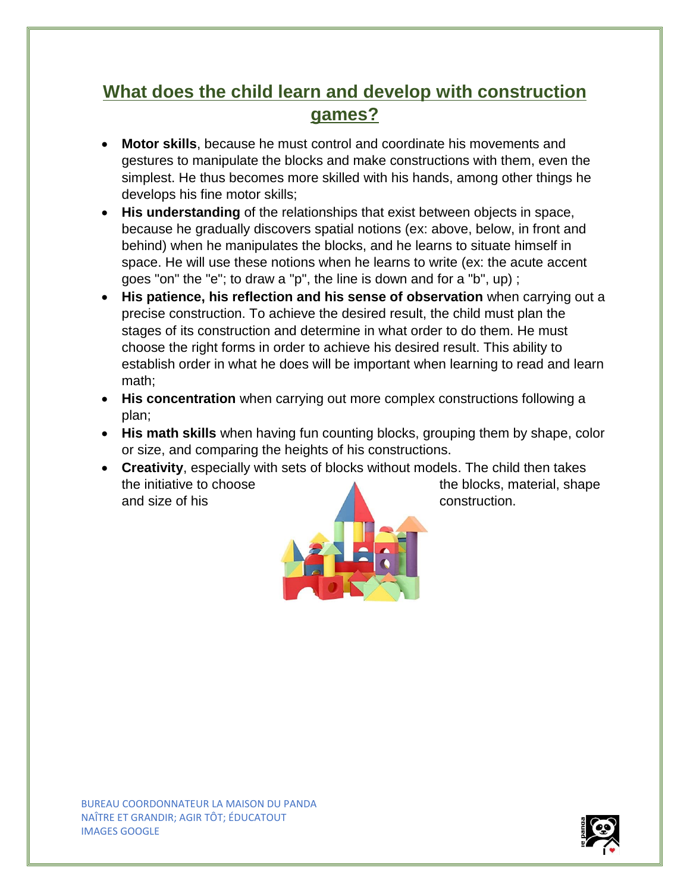## What does the child learn and develop with construction games?

- **Motor skills**, because he must control and coordinate his movements and gestures to manipulate the blocks and make constructions with them, even the simplest. He thus becomes more skilled with his hands, among other things he develops his fine motor skills;
- **His understanding** of the relationships that exist between objects in space, because he gradually discovers spatial notions (ex: above, below, in front and behind) when he manipulates the blocks, and he learns to situate himself in space. He will use these notions when he learns to write (ex: the acute accent goes "on" the "e"; to draw a "p", the line is down and for a "b", up) ;
- **His patience, his reflection and his sense of observation** when carrying out a precise construction. To achieve the desired result, the child must plan the stages of its construction and determine in what order to do them. He must choose the right forms in order to achieve his desired result. This ability to establish order in what he does will be important when learning to read and learn math;
- **His concentration** when carrying out more complex constructions following a plan;
- **His math skills** when having fun counting blocks, grouping them by shape, color or size, and comparing the heights of his constructions.
- **Creativity**, especially with sets of blocks without models. The child then takes the initiative to choose the blocks, material, shape and size of his construction.

BUREAU COORDONNATEUR LA MAISON DU PANDA
NAÎTRE ET GRANDIR; AGIR TÔT; ÉDUCATOUT
IMAGES GOOGLE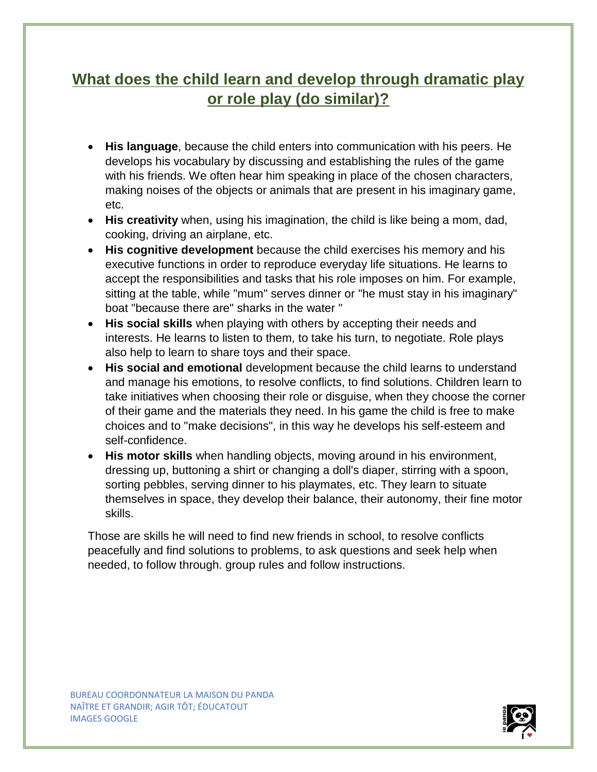## What does the child learn and develop through dramatic play or role play (do similar)?

- **His language**, because the child enters into communication with his peers. He develops his vocabulary by discussing and establishing the rules of the game with his friends. We often hear him speaking in place of the chosen characters, making noises of the objects or animals that are present in his imaginary game, etc.
- **His creativity** when, using his imagination, the child is like being a mom, dad, cooking, driving an airplane, etc.
- **His cognitive development** because the child exercises his memory and his executive functions in order to reproduce everyday life situations. He learns to accept the responsibilities and tasks that his role imposes on him. For example, sitting at the table, while "mum" serves dinner or "he must stay in his imaginary" boat "because there are" sharks in the water "
- **His social skills** when playing with others by accepting their needs and interests. He learns to listen to them, to take his turn, to negotiate. Role plays also help to learn to share toys and their space.
- **His social and emotional** development because the child learns to understand and manage his emotions, to resolve conflicts, to find solutions. Children learn to take initiatives when choosing their role or disguise, when they choose the corner of their game and the materials they need. In his game the child is free to make choices and to "make decisions", in this way he develops his self-esteem and self-confidence.
- **His motor skills** when handling objects, moving around in his environment, dressing up, buttoning a shirt or changing a doll's diaper, stirring with a spoon, sorting pebbles, serving dinner to his playmates, etc. They learn to situate themselves in space, they develop their balance, their autonomy, their fine motor skills.

Those are skills he will need to find new friends in school, to resolve conflicts peacefully and find solutions to problems, to ask questions and seek help when needed, to follow through. group rules and follow instructions.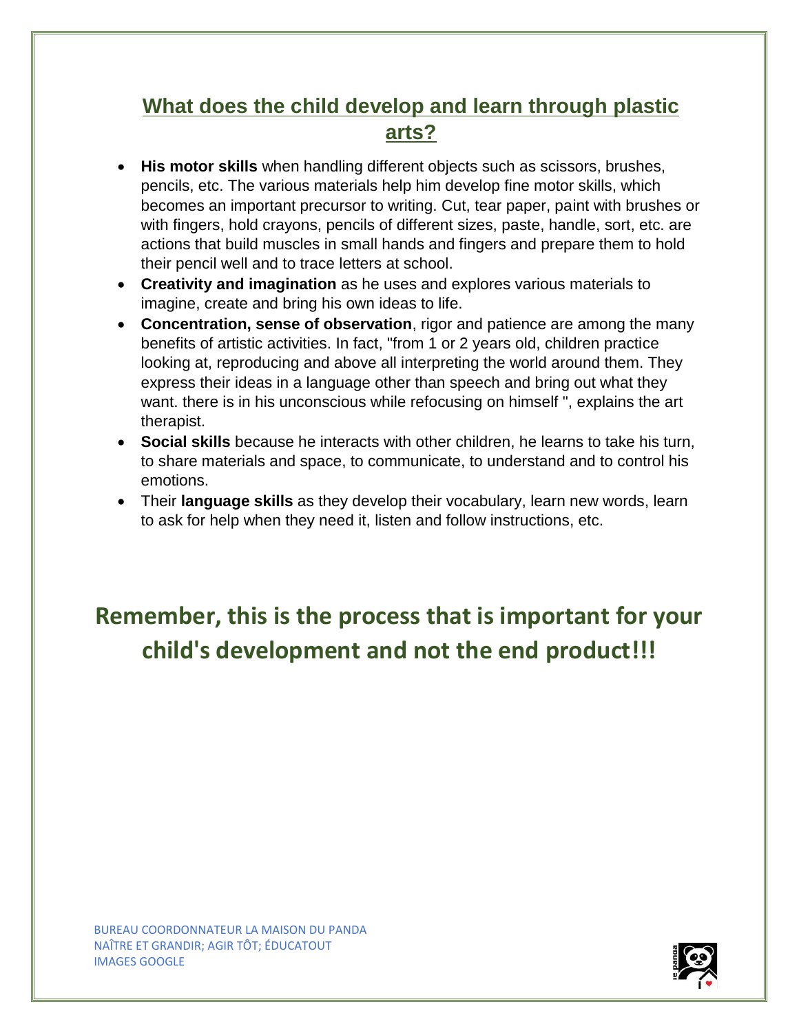## What does the child develop and learn through plastic arts?

- **His motor skills** when handling different objects such as scissors, brushes, pencils, etc. The various materials help him develop fine motor skills, which becomes an important precursor to writing. Cut, tear paper, paint with brushes or with fingers, hold crayons, pencils of different sizes, paste, handle, sort, etc. are actions that build muscles in small hands and fingers and prepare them to hold their pencil well and to trace letters at school.
- **Creativity and imagination** as he uses and explores various materials to imagine, create and bring his own ideas to life.
- **Concentration, sense of observation**, rigor and patience are among the many benefits of artistic activities. In fact, "from 1 or 2 years old, children practice looking at, reproducing and above all interpreting the world around them. They express their ideas in a language other than speech and bring out what they want. there is in his unconscious while refocusing on himself ", explains the art therapist.
- **Social skills** because he interacts with other children, he learns to take his turn, to share materials and space, to communicate, to understand and to control his emotions.
- Their **language skills** as they develop their vocabulary, learn new words, learn to ask for help when they need it, listen and follow instructions, etc.

**Remember, this is the process that is important for your child's development and not the end product!!!**

BUREAU COORDONNATEUR LA MAISON DU PANDA
NAÎTRE ET GRANDIR; AGIR TÔT; ÉDUCATOUT
IMAGES GOOGLE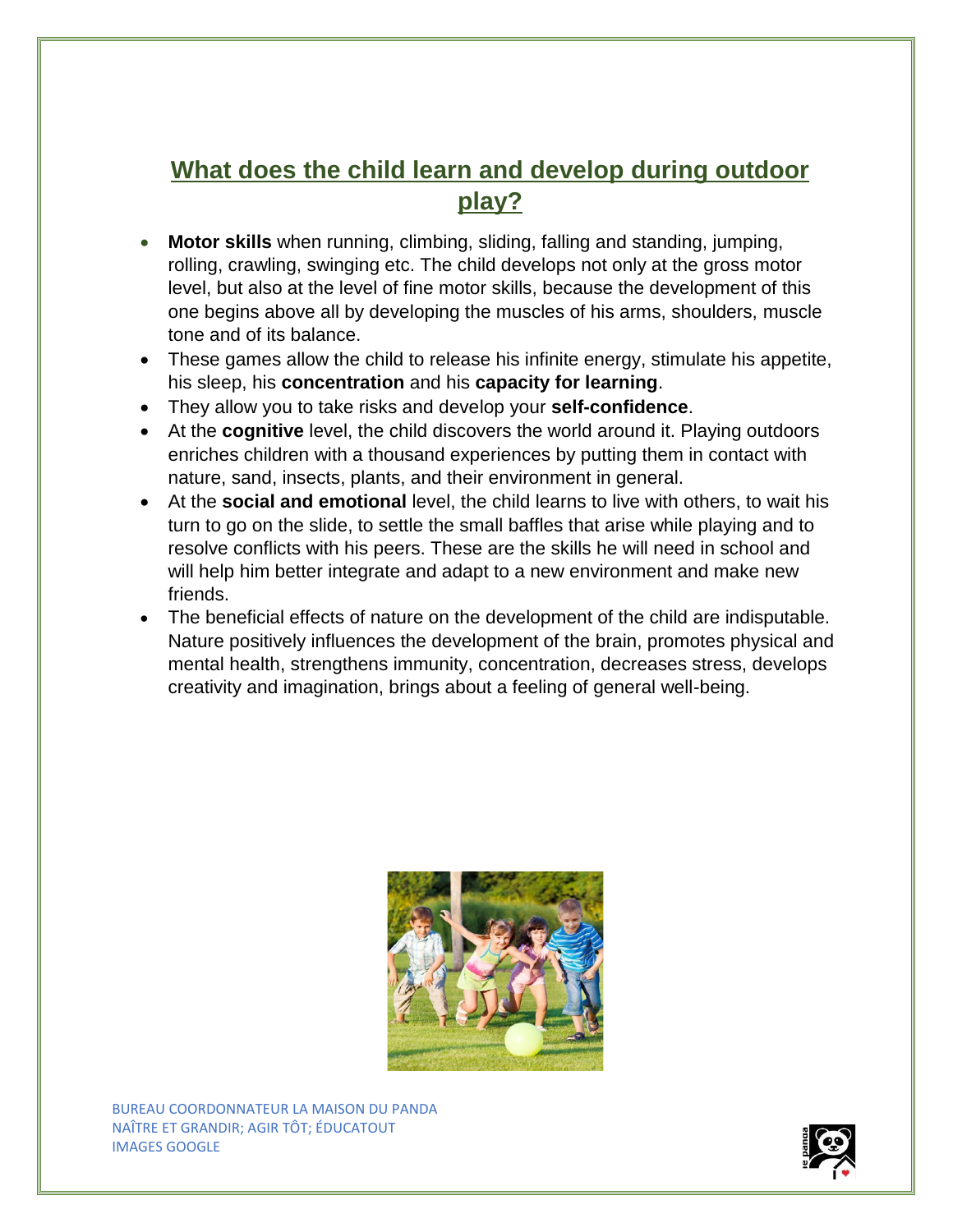## What does the child learn and develop during outdoor play?

- **Motor skills** when running, climbing, sliding, falling and standing, jumping, rolling, crawling, swinging etc. The child develops not only at the gross motor level, but also at the level of fine motor skills, because the development of this one begins above all by developing the muscles of his arms, shoulders, muscle tone and of its balance.
- These games allow the child to release his infinite energy, stimulate his appetite, his sleep, his **concentration** and his **capacity for learning**.
- They allow you to take risks and develop your **self-confidence**.
- At the **cognitive** level, the child discovers the world around it. Playing outdoors enriches children with a thousand experiences by putting them in contact with nature, sand, insects, plants, and their environment in general.
- At the **social and emotional** level, the child learns to live with others, to wait his turn to go on the slide, to settle the small baffles that arise while playing and to resolve conflicts with his peers. These are the skills he will need in school and will help him better integrate and adapt to a new environment and make new friends.
- The beneficial effects of nature on the development of the child are indisputable. Nature positively influences the development of the brain, promotes physical and mental health, strengthens immunity, concentration, decreases stress, develops creativity and imagination, brings about a feeling of general well-being.

BUREAU COORDONNATEUR LA MAISON DU PANDA
NAÎTRE ET GRANDIR; AGIR TÔT; ÉDUCATOUT
IMAGES GOOGLE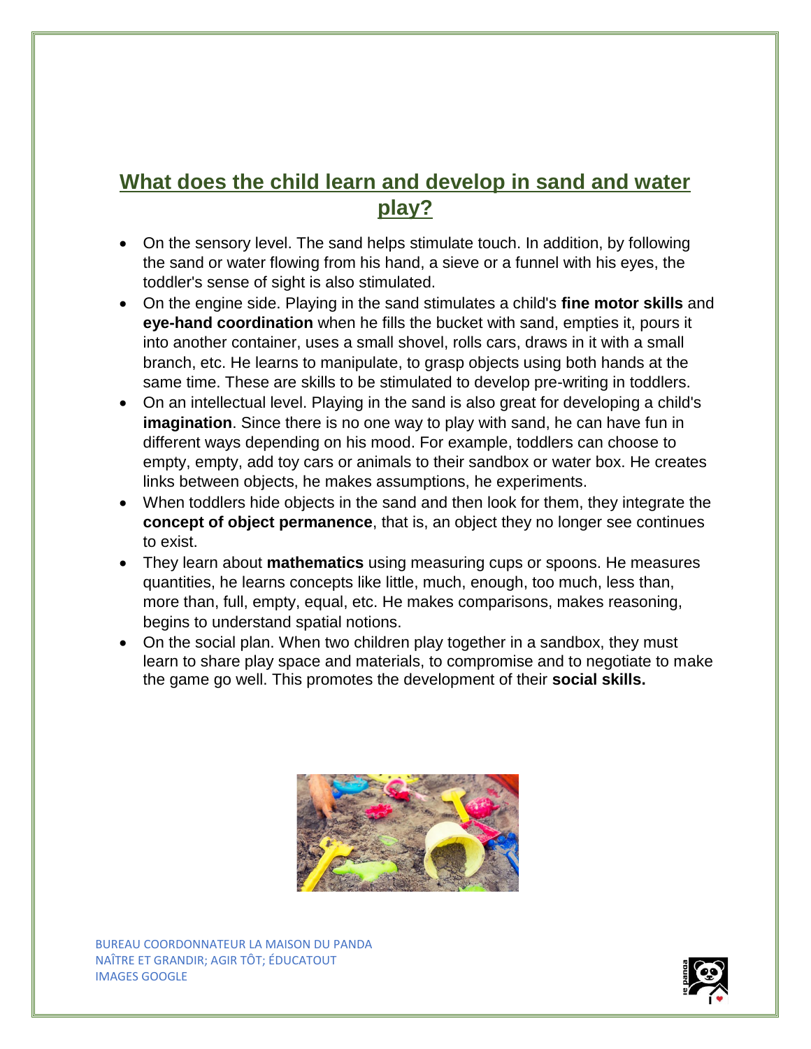## What does the child learn and develop in sand and water play?

- On the sensory level. The sand helps stimulate touch. In addition, by following the sand or water flowing from his hand, a sieve or a funnel with his eyes, the toddler's sense of sight is also stimulated.
- On the engine side. Playing in the sand stimulates a child's **fine motor skills** and **eye-hand coordination** when he fills the bucket with sand, empties it, pours it into another container, uses a small shovel, rolls cars, draws in it with a small branch, etc. He learns to manipulate, to grasp objects using both hands at the same time. These are skills to be stimulated to develop pre-writing in toddlers.
- On an intellectual level. Playing in the sand is also great for developing a child's **imagination**. Since there is no one way to play with sand, he can have fun in different ways depending on his mood. For example, toddlers can choose to empty, empty, add toy cars or animals to their sandbox or water box. He creates links between objects, he makes assumptions, he experiments.
- When toddlers hide objects in the sand and then look for them, they integrate the **concept of object permanence**, that is, an object they no longer see continues to exist.
- They learn about **mathematics** using measuring cups or spoons. He measures quantities, he learns concepts like little, much, enough, too much, less than, more than, full, empty, equal, etc. He makes comparisons, makes reasoning, begins to understand spatial notions.
- On the social plan. When two children play together in a sandbox, they must learn to share play space and materials, to compromise and to negotiate to make the game go well. This promotes the development of their **social skills.**

BUREAU COORDONNATEUR LA MAISON DU PANDA
NAÎTRE ET GRANDIR; AGIR TÔT; ÉDUCATOUT
IMAGES GOOGLE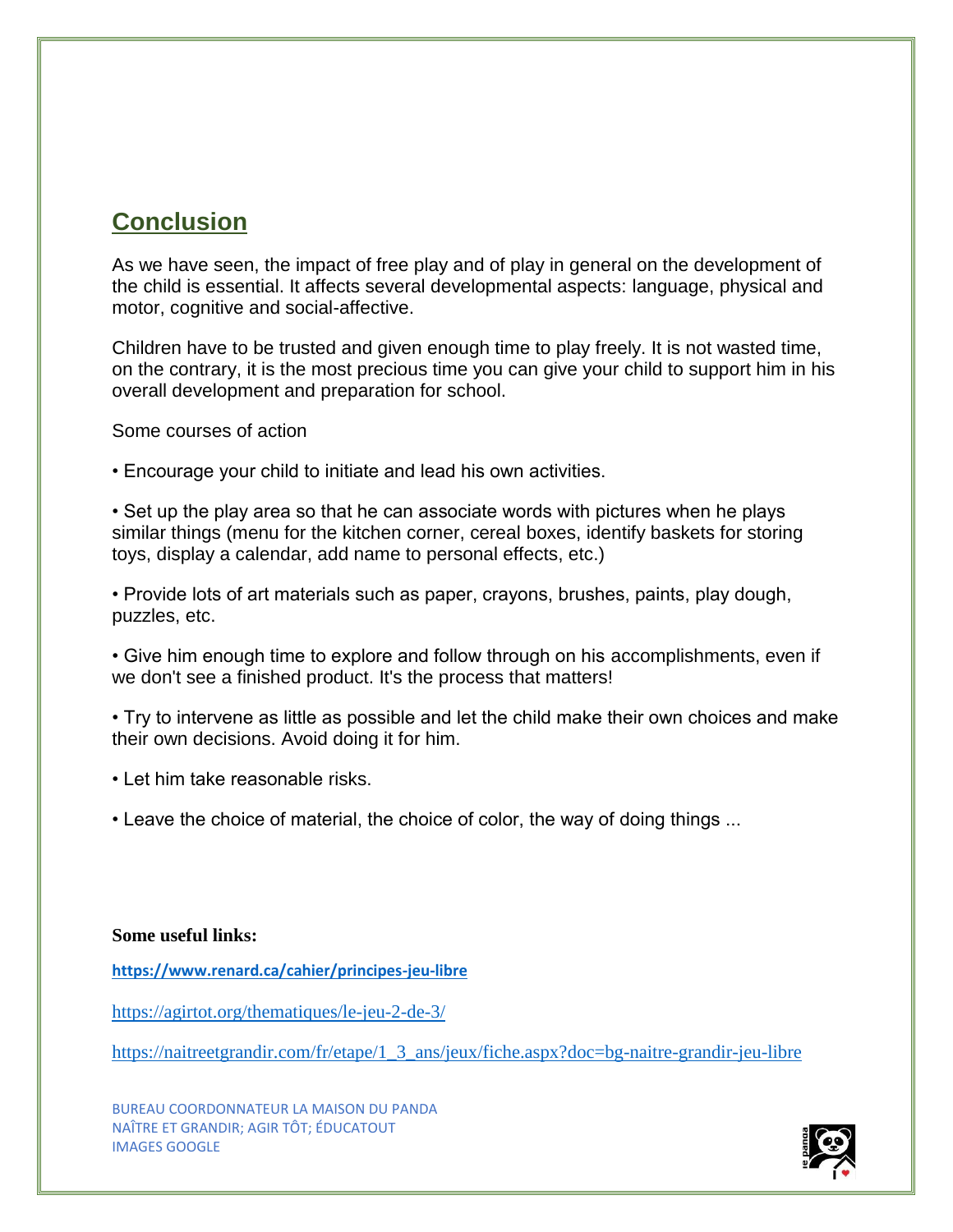## Conclusion

As we have seen, the impact of free play and of play in general on the development of the child is essential. It affects several developmental aspects: language, physical and motor, cognitive and social-affective.

Children have to be trusted and given enough time to play freely. It is not wasted time, on the contrary, it is the most precious time you can give your child to support him in his overall development and preparation for school.

Some courses of action

• Encourage your child to initiate and lead his own activities.

• Set up the play area so that he can associate words with pictures when he plays similar things (menu for the kitchen corner, cereal boxes, identify baskets for storing toys, display a calendar, add name to personal effects, etc.)

• Provide lots of art materials such as paper, crayons, brushes, paints, play dough, puzzles, etc.

• Give him enough time to explore and follow through on his accomplishments, even if we don't see a finished product. It's the process that matters!

• Try to intervene as little as possible and let the child make their own choices and make their own decisions. Avoid doing it for him.

• Let him take reasonable risks.

• Leave the choice of material, the choice of color, the way of doing things ...

**Some useful links:**

**https://www.renard.ca/cahier/principes-jeu-libre**

https://agirtot.org/thematiques/le-jeu-2-de-3/

https://naitreetgrandir.com/fr/etape/1_3_ans/jeux/fiche.aspx?doc=bg-naitre-grandir-jeu-libre

BUREAU COORDONNATEUR LA MAISON DU PANDA
NAÎTRE ET GRANDIR; AGIR TÔT; ÉDUCATOUT
IMAGES GOOGLE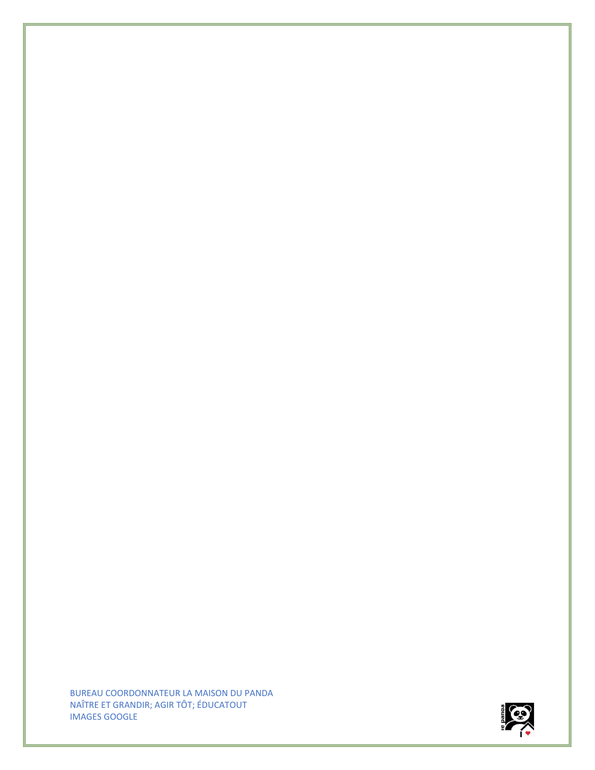BUREAU COORDONNATEUR LA MAISON DU PANDA
NAÎTRE ET GRANDIR; AGIR TÔT; ÉDUCATOUT
IMAGES GOOGLE